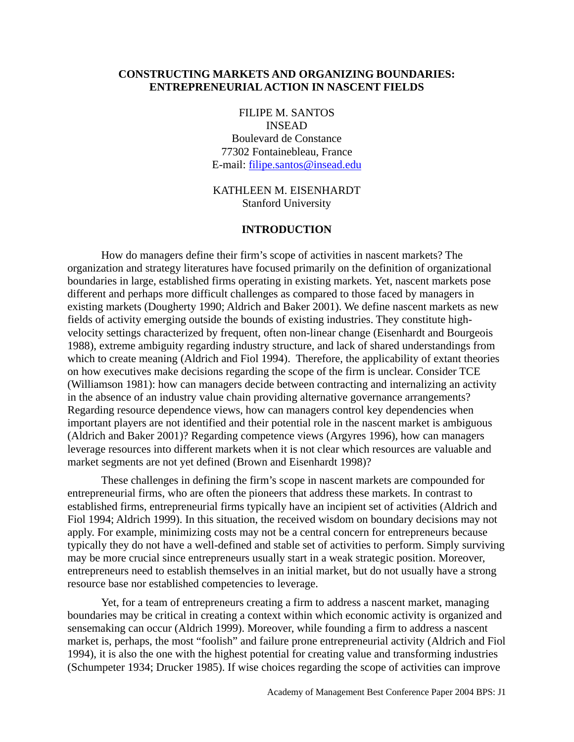# CONSTRUCTING MARKETS AND ORGANIZING BOUNDARIES: ENTREPRENEURIAL ACTION IN NASCENT FIELDS

FILIPE M. SANTOS
INSEAD
Boulevard de Constance
77302 Fontainebleau, France
E-mail: filipe.santos@insead.edu

KATHLEEN M. EISENHARDT
Stanford University

## INTRODUCTION

How do managers define their firm's scope of activities in nascent markets? The organization and strategy literatures have focused primarily on the definition of organizational boundaries in large, established firms operating in existing markets. Yet, nascent markets pose different and perhaps more difficult challenges as compared to those faced by managers in existing markets (Dougherty 1990; Aldrich and Baker 2001). We define nascent markets as new fields of activity emerging outside the bounds of existing industries. They constitute high-velocity settings characterized by frequent, often non-linear change (Eisenhardt and Bourgeois 1988), extreme ambiguity regarding industry structure, and lack of shared understandings from which to create meaning (Aldrich and Fiol 1994). Therefore, the applicability of extant theories on how executives make decisions regarding the scope of the firm is unclear. Consider TCE (Williamson 1981): how can managers decide between contracting and internalizing an activity in the absence of an industry value chain providing alternative governance arrangements? Regarding resource dependence views, how can managers control key dependencies when important players are not identified and their potential role in the nascent market is ambiguous (Aldrich and Baker 2001)? Regarding competence views (Argyres 1996), how can managers leverage resources into different markets when it is not clear which resources are valuable and market segments are not yet defined (Brown and Eisenhardt 1998)?

These challenges in defining the firm's scope in nascent markets are compounded for entrepreneurial firms, who are often the pioneers that address these markets. In contrast to established firms, entrepreneurial firms typically have an incipient set of activities (Aldrich and Fiol 1994; Aldrich 1999). In this situation, the received wisdom on boundary decisions may not apply. For example, minimizing costs may not be a central concern for entrepreneurs because typically they do not have a well-defined and stable set of activities to perform. Simply surviving may be more crucial since entrepreneurs usually start in a weak strategic position. Moreover, entrepreneurs need to establish themselves in an initial market, but do not usually have a strong resource base nor established competencies to leverage.

Yet, for a team of entrepreneurs creating a firm to address a nascent market, managing boundaries may be critical in creating a context within which economic activity is organized and sensemaking can occur (Aldrich 1999). Moreover, while founding a firm to address a nascent market is, perhaps, the most "foolish" and failure prone entrepreneurial activity (Aldrich and Fiol 1994), it is also the one with the highest potential for creating value and transforming industries (Schumpeter 1934; Drucker 1985). If wise choices regarding the scope of activities can improve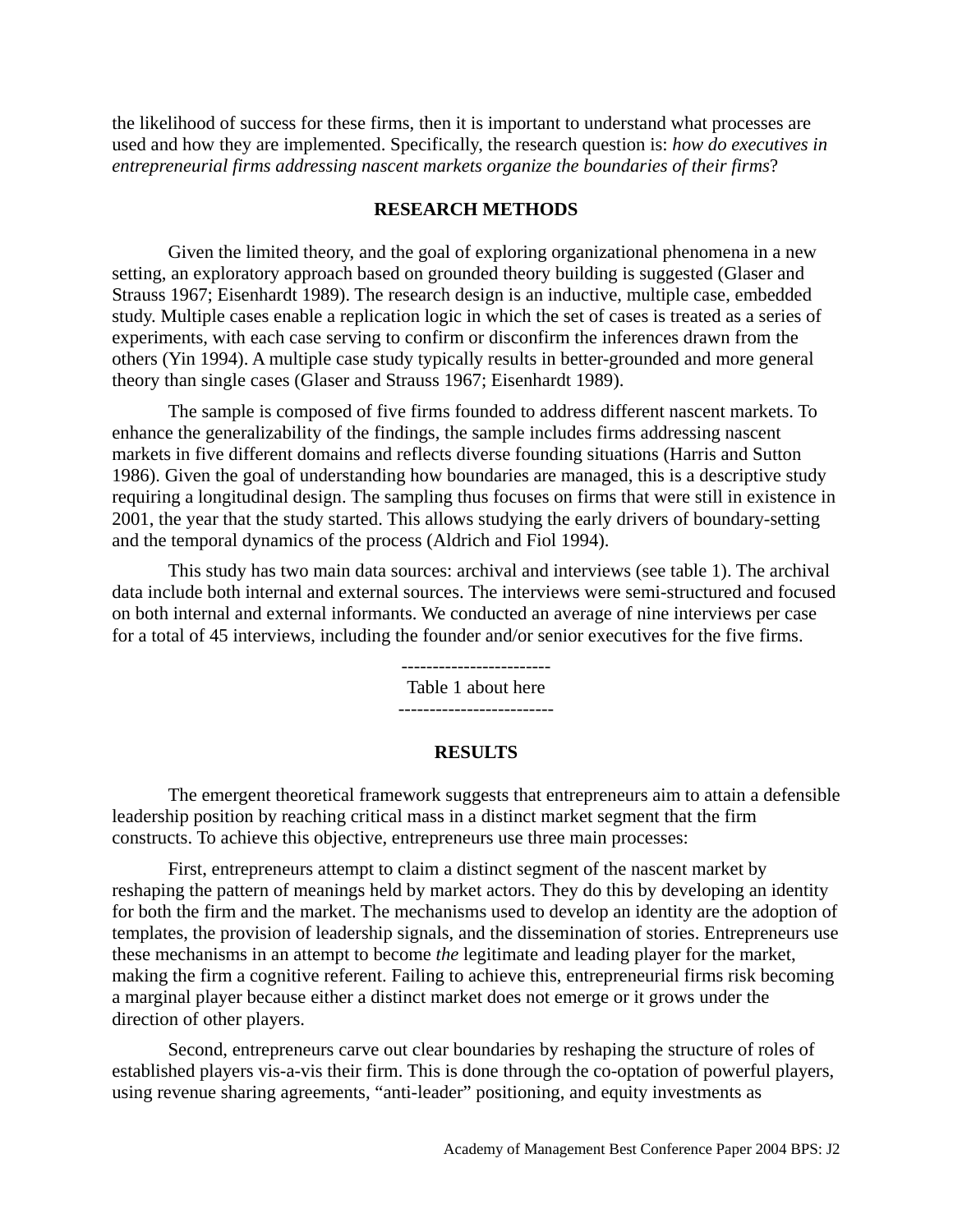the likelihood of success for these firms, then it is important to understand what processes are used and how they are implemented. Specifically, the research question is: *how do executives in entrepreneurial firms addressing nascent markets organize the boundaries of their firms*?

## RESEARCH METHODS

Given the limited theory, and the goal of exploring organizational phenomena in a new setting, an exploratory approach based on grounded theory building is suggested (Glaser and Strauss 1967; Eisenhardt 1989). The research design is an inductive, multiple case, embedded study. Multiple cases enable a replication logic in which the set of cases is treated as a series of experiments, with each case serving to confirm or disconfirm the inferences drawn from the others (Yin 1994). A multiple case study typically results in better-grounded and more general theory than single cases (Glaser and Strauss 1967; Eisenhardt 1989).

The sample is composed of five firms founded to address different nascent markets. To enhance the generalizability of the findings, the sample includes firms addressing nascent markets in five different domains and reflects diverse founding situations (Harris and Sutton 1986). Given the goal of understanding how boundaries are managed, this is a descriptive study requiring a longitudinal design. The sampling thus focuses on firms that were still in existence in 2001, the year that the study started. This allows studying the early drivers of boundary-setting and the temporal dynamics of the process (Aldrich and Fiol 1994).

This study has two main data sources: archival and interviews (see table 1). The archival data include both internal and external sources. The interviews were semi-structured and focused on both internal and external informants. We conducted an average of nine interviews per case for a total of 45 interviews, including the founder and/or senior executives for the five firms.

------------------------
Table 1 about here
-------------------------

## RESULTS

The emergent theoretical framework suggests that entrepreneurs aim to attain a defensible leadership position by reaching critical mass in a distinct market segment that the firm constructs. To achieve this objective, entrepreneurs use three main processes:

First, entrepreneurs attempt to claim a distinct segment of the nascent market by reshaping the pattern of meanings held by market actors. They do this by developing an identity for both the firm and the market. The mechanisms used to develop an identity are the adoption of templates, the provision of leadership signals, and the dissemination of stories. Entrepreneurs use these mechanisms in an attempt to become *the* legitimate and leading player for the market, making the firm a cognitive referent. Failing to achieve this, entrepreneurial firms risk becoming a marginal player because either a distinct market does not emerge or it grows under the direction of other players.

Second, entrepreneurs carve out clear boundaries by reshaping the structure of roles of established players vis-a-vis their firm. This is done through the co-optation of powerful players, using revenue sharing agreements, "anti-leader" positioning, and equity investments as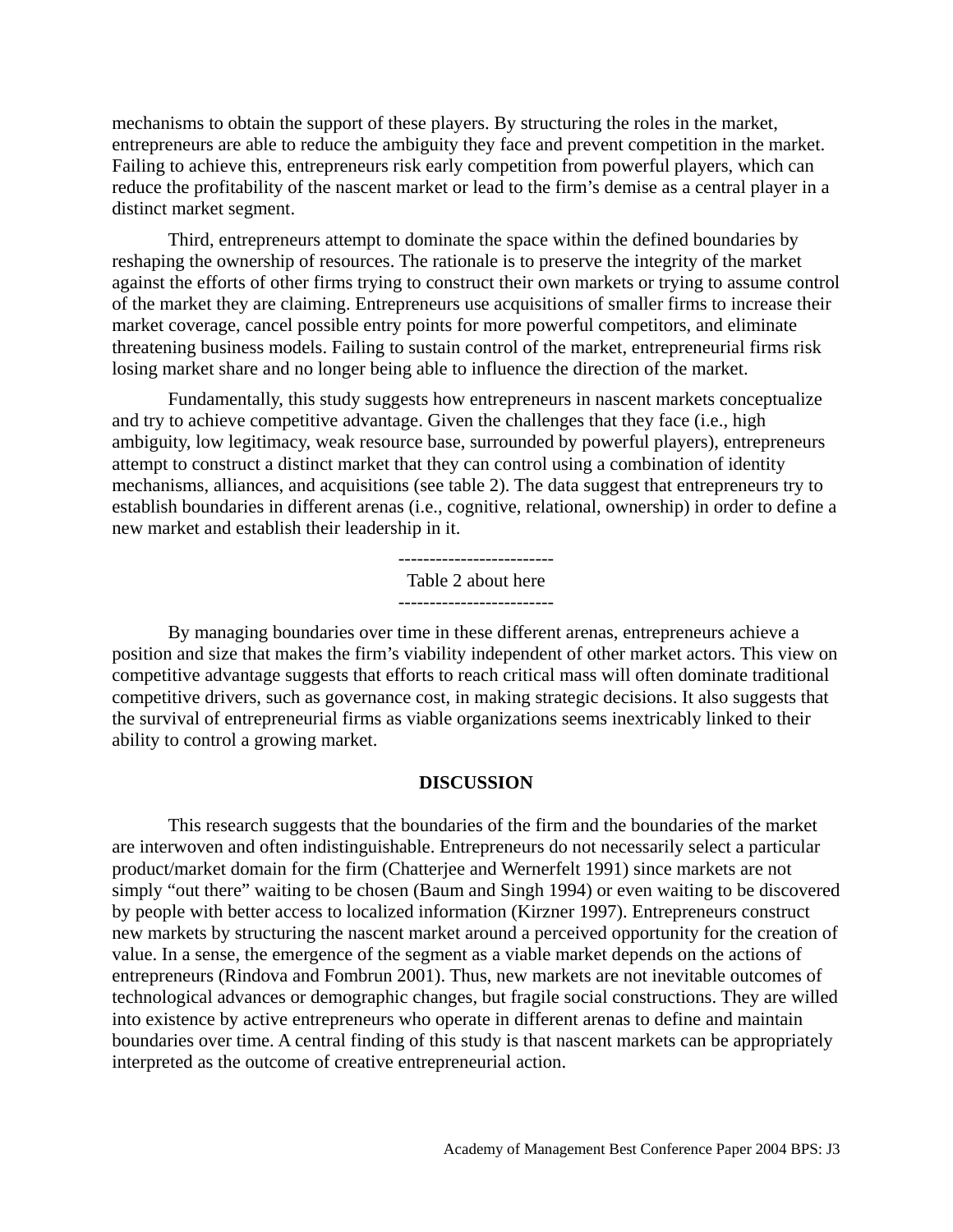mechanisms to obtain the support of these players. By structuring the roles in the market, entrepreneurs are able to reduce the ambiguity they face and prevent competition in the market. Failing to achieve this, entrepreneurs risk early competition from powerful players, which can reduce the profitability of the nascent market or lead to the firm's demise as a central player in a distinct market segment.

Third, entrepreneurs attempt to dominate the space within the defined boundaries by reshaping the ownership of resources. The rationale is to preserve the integrity of the market against the efforts of other firms trying to construct their own markets or trying to assume control of the market they are claiming. Entrepreneurs use acquisitions of smaller firms to increase their market coverage, cancel possible entry points for more powerful competitors, and eliminate threatening business models. Failing to sustain control of the market, entrepreneurial firms risk losing market share and no longer being able to influence the direction of the market.

Fundamentally, this study suggests how entrepreneurs in nascent markets conceptualize and try to achieve competitive advantage. Given the challenges that they face (i.e., high ambiguity, low legitimacy, weak resource base, surrounded by powerful players), entrepreneurs attempt to construct a distinct market that they can control using a combination of identity mechanisms, alliances, and acquisitions (see table 2). The data suggest that entrepreneurs try to establish boundaries in different arenas (i.e., cognitive, relational, ownership) in order to define a new market and establish their leadership in it.

-------------------------
Table 2 about here
-------------------------

By managing boundaries over time in these different arenas, entrepreneurs achieve a position and size that makes the firm's viability independent of other market actors. This view on competitive advantage suggests that efforts to reach critical mass will often dominate traditional competitive drivers, such as governance cost, in making strategic decisions. It also suggests that the survival of entrepreneurial firms as viable organizations seems inextricably linked to their ability to control a growing market.

## DISCUSSION

This research suggests that the boundaries of the firm and the boundaries of the market are interwoven and often indistinguishable. Entrepreneurs do not necessarily select a particular product/market domain for the firm (Chatterjee and Wernerfelt 1991) since markets are not simply "out there" waiting to be chosen (Baum and Singh 1994) or even waiting to be discovered by people with better access to localized information (Kirzner 1997). Entrepreneurs construct new markets by structuring the nascent market around a perceived opportunity for the creation of value. In a sense, the emergence of the segment as a viable market depends on the actions of entrepreneurs (Rindova and Fombrun 2001). Thus, new markets are not inevitable outcomes of technological advances or demographic changes, but fragile social constructions. They are willed into existence by active entrepreneurs who operate in different arenas to define and maintain boundaries over time. A central finding of this study is that nascent markets can be appropriately interpreted as the outcome of creative entrepreneurial action.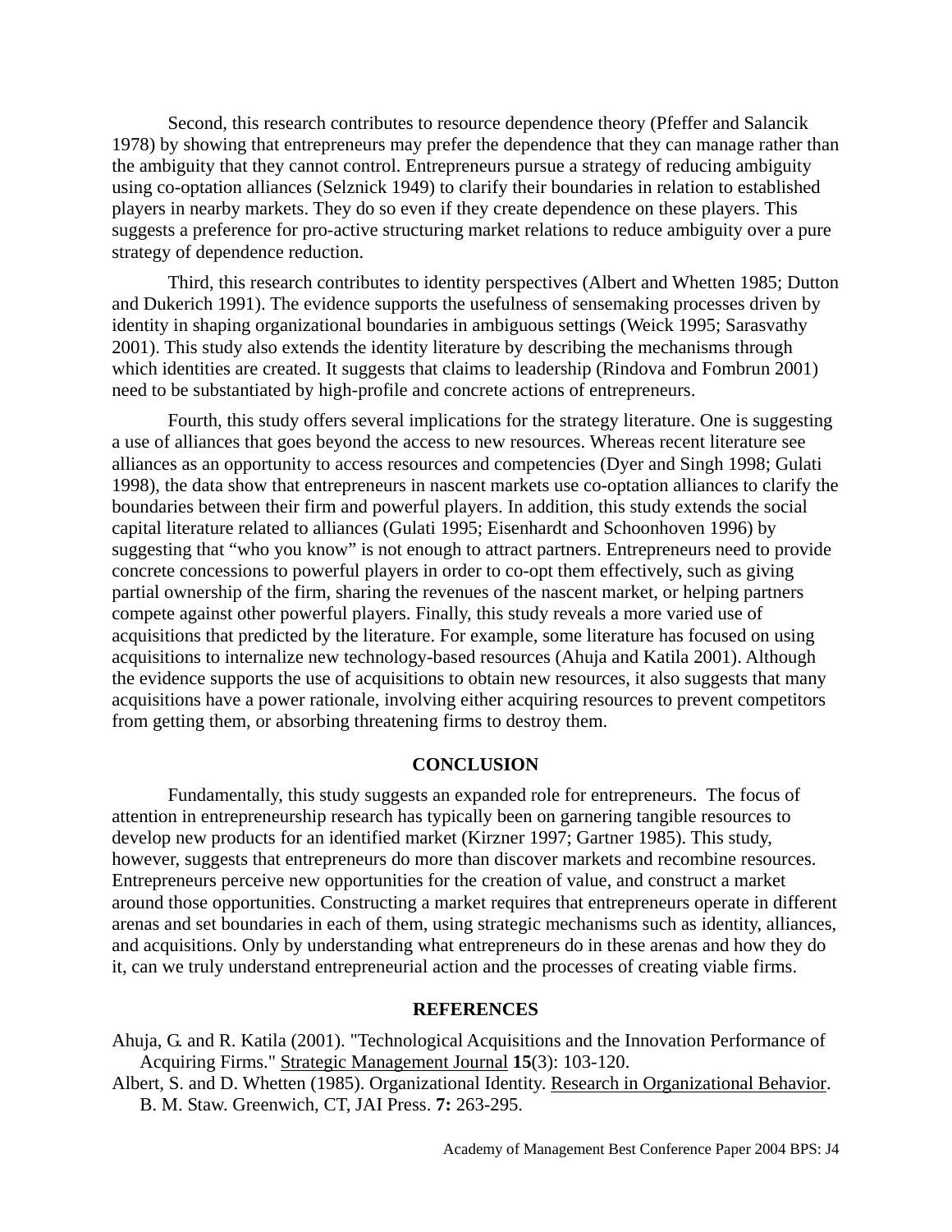Second, this research contributes to resource dependence theory (Pfeffer and Salancik 1978) by showing that entrepreneurs may prefer the dependence that they can manage rather than the ambiguity that they cannot control. Entrepreneurs pursue a strategy of reducing ambiguity using co-optation alliances (Selznick 1949) to clarify their boundaries in relation to established players in nearby markets. They do so even if they create dependence on these players. This suggests a preference for pro-active structuring market relations to reduce ambiguity over a pure strategy of dependence reduction.

Third, this research contributes to identity perspectives (Albert and Whetten 1985; Dutton and Dukerich 1991). The evidence supports the usefulness of sensemaking processes driven by identity in shaping organizational boundaries in ambiguous settings (Weick 1995; Sarasvathy 2001). This study also extends the identity literature by describing the mechanisms through which identities are created. It suggests that claims to leadership (Rindova and Fombrun 2001) need to be substantiated by high-profile and concrete actions of entrepreneurs.

Fourth, this study offers several implications for the strategy literature. One is suggesting a use of alliances that goes beyond the access to new resources. Whereas recent literature see alliances as an opportunity to access resources and competencies (Dyer and Singh 1998; Gulati 1998), the data show that entrepreneurs in nascent markets use co-optation alliances to clarify the boundaries between their firm and powerful players. In addition, this study extends the social capital literature related to alliances (Gulati 1995; Eisenhardt and Schoonhoven 1996) by suggesting that "who you know" is not enough to attract partners. Entrepreneurs need to provide concrete concessions to powerful players in order to co-opt them effectively, such as giving partial ownership of the firm, sharing the revenues of the nascent market, or helping partners compete against other powerful players. Finally, this study reveals a more varied use of acquisitions that predicted by the literature. For example, some literature has focused on using acquisitions to internalize new technology-based resources (Ahuja and Katila 2001). Although the evidence supports the use of acquisitions to obtain new resources, it also suggests that many acquisitions have a power rationale, involving either acquiring resources to prevent competitors from getting them, or absorbing threatening firms to destroy them.

## CONCLUSION

Fundamentally, this study suggests an expanded role for entrepreneurs. The focus of attention in entrepreneurship research has typically been on garnering tangible resources to develop new products for an identified market (Kirzner 1997; Gartner 1985). This study, however, suggests that entrepreneurs do more than discover markets and recombine resources. Entrepreneurs perceive new opportunities for the creation of value, and construct a market around those opportunities. Constructing a market requires that entrepreneurs operate in different arenas and set boundaries in each of them, using strategic mechanisms such as identity, alliances, and acquisitions. Only by understanding what entrepreneurs do in these arenas and how they do it, can we truly understand entrepreneurial action and the processes of creating viable firms.

## REFERENCES

Ahuja, G. and R. Katila (2001). "Technological Acquisitions and the Innovation Performance of Acquiring Firms." Strategic Management Journal **15**(3): 103-120.

Albert, S. and D. Whetten (1985). Organizational Identity. Research in Organizational Behavior. B. M. Staw. Greenwich, CT, JAI Press. **7:** 263-295.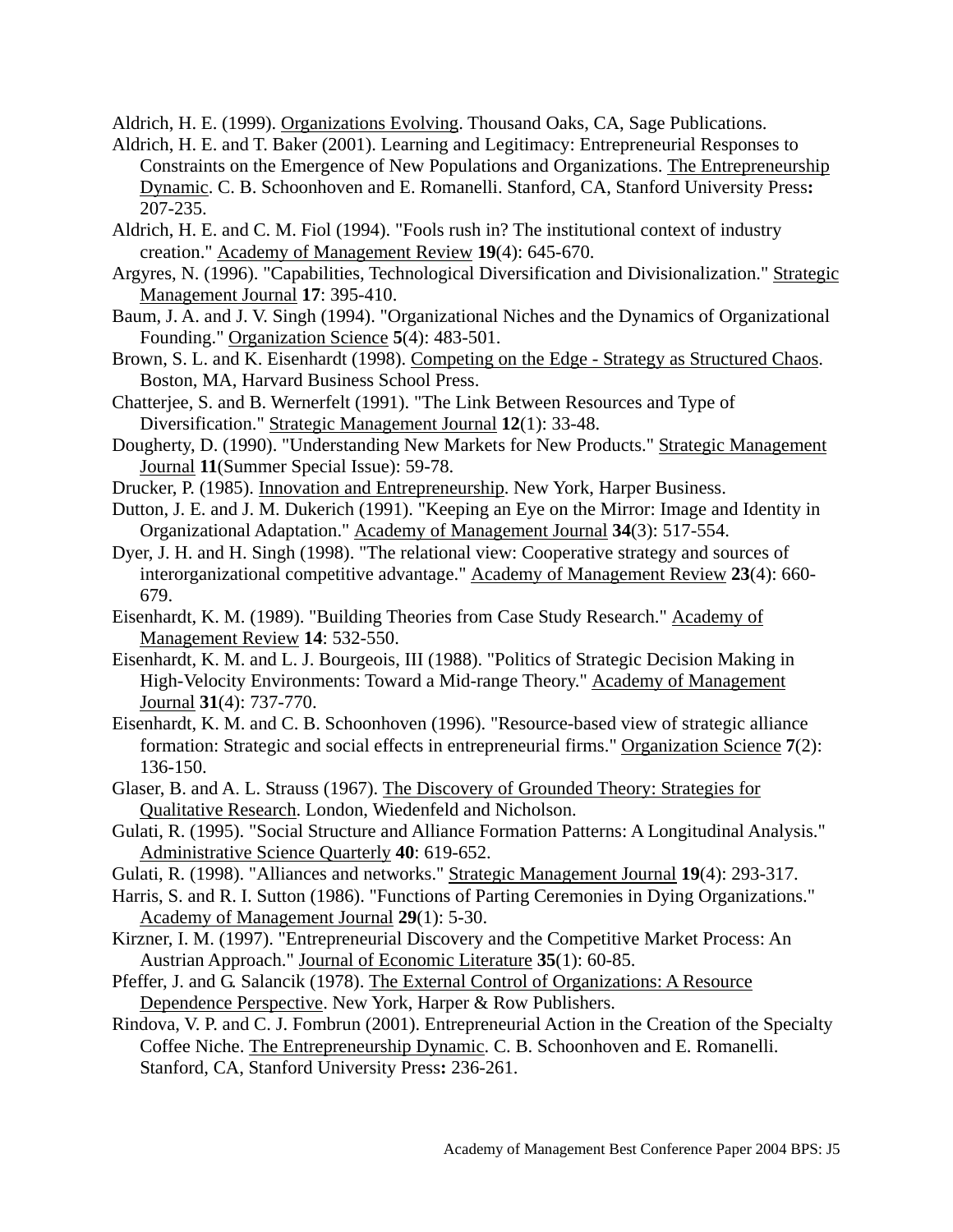Aldrich, H. E. (1999). Organizations Evolving. Thousand Oaks, CA, Sage Publications.

Aldrich, H. E. and T. Baker (2001). Learning and Legitimacy: Entrepreneurial Responses to Constraints on the Emergence of New Populations and Organizations. The Entrepreneurship Dynamic. C. B. Schoonhoven and E. Romanelli. Stanford, CA, Stanford University Press**:** 207-235.

Aldrich, H. E. and C. M. Fiol (1994). "Fools rush in? The institutional context of industry creation." Academy of Management Review **19**(4): 645-670.

Argyres, N. (1996). "Capabilities, Technological Diversification and Divisionalization." Strategic Management Journal **17**: 395-410.

Baum, J. A. and J. V. Singh (1994). "Organizational Niches and the Dynamics of Organizational Founding." Organization Science **5**(4): 483-501.

Brown, S. L. and K. Eisenhardt (1998). Competing on the Edge - Strategy as Structured Chaos. Boston, MA, Harvard Business School Press.

Chatterjee, S. and B. Wernerfelt (1991). "The Link Between Resources and Type of Diversification." Strategic Management Journal **12**(1): 33-48.

Dougherty, D. (1990). "Understanding New Markets for New Products." Strategic Management Journal **11**(Summer Special Issue): 59-78.

Drucker, P. (1985). Innovation and Entrepreneurship. New York, Harper Business.

Dutton, J. E. and J. M. Dukerich (1991). "Keeping an Eye on the Mirror: Image and Identity in Organizational Adaptation." Academy of Management Journal **34**(3): 517-554.

Dyer, J. H. and H. Singh (1998). "The relational view: Cooperative strategy and sources of interorganizational competitive advantage." Academy of Management Review **23**(4): 660-679.

Eisenhardt, K. M. (1989). "Building Theories from Case Study Research." Academy of Management Review **14**: 532-550.

Eisenhardt, K. M. and L. J. Bourgeois, III (1988). "Politics of Strategic Decision Making in High-Velocity Environments: Toward a Mid-range Theory." Academy of Management Journal **31**(4): 737-770.

Eisenhardt, K. M. and C. B. Schoonhoven (1996). "Resource-based view of strategic alliance formation: Strategic and social effects in entrepreneurial firms." Organization Science **7**(2): 136-150.

Glaser, B. and A. L. Strauss (1967). The Discovery of Grounded Theory: Strategies for Qualitative Research. London, Wiedenfeld and Nicholson.

Gulati, R. (1995). "Social Structure and Alliance Formation Patterns: A Longitudinal Analysis." Administrative Science Quarterly **40**: 619-652.

Gulati, R. (1998). "Alliances and networks." Strategic Management Journal **19**(4): 293-317.

Harris, S. and R. I. Sutton (1986). "Functions of Parting Ceremonies in Dying Organizations." Academy of Management Journal **29**(1): 5-30.

Kirzner, I. M. (1997). "Entrepreneurial Discovery and the Competitive Market Process: An Austrian Approach." Journal of Economic Literature **35**(1): 60-85.

Pfeffer, J. and G. Salancik (1978). The External Control of Organizations: A Resource Dependence Perspective. New York, Harper & Row Publishers.

Rindova, V. P. and C. J. Fombrun (2001). Entrepreneurial Action in the Creation of the Specialty Coffee Niche. The Entrepreneurship Dynamic. C. B. Schoonhoven and E. Romanelli. Stanford, CA, Stanford University Press**:** 236-261.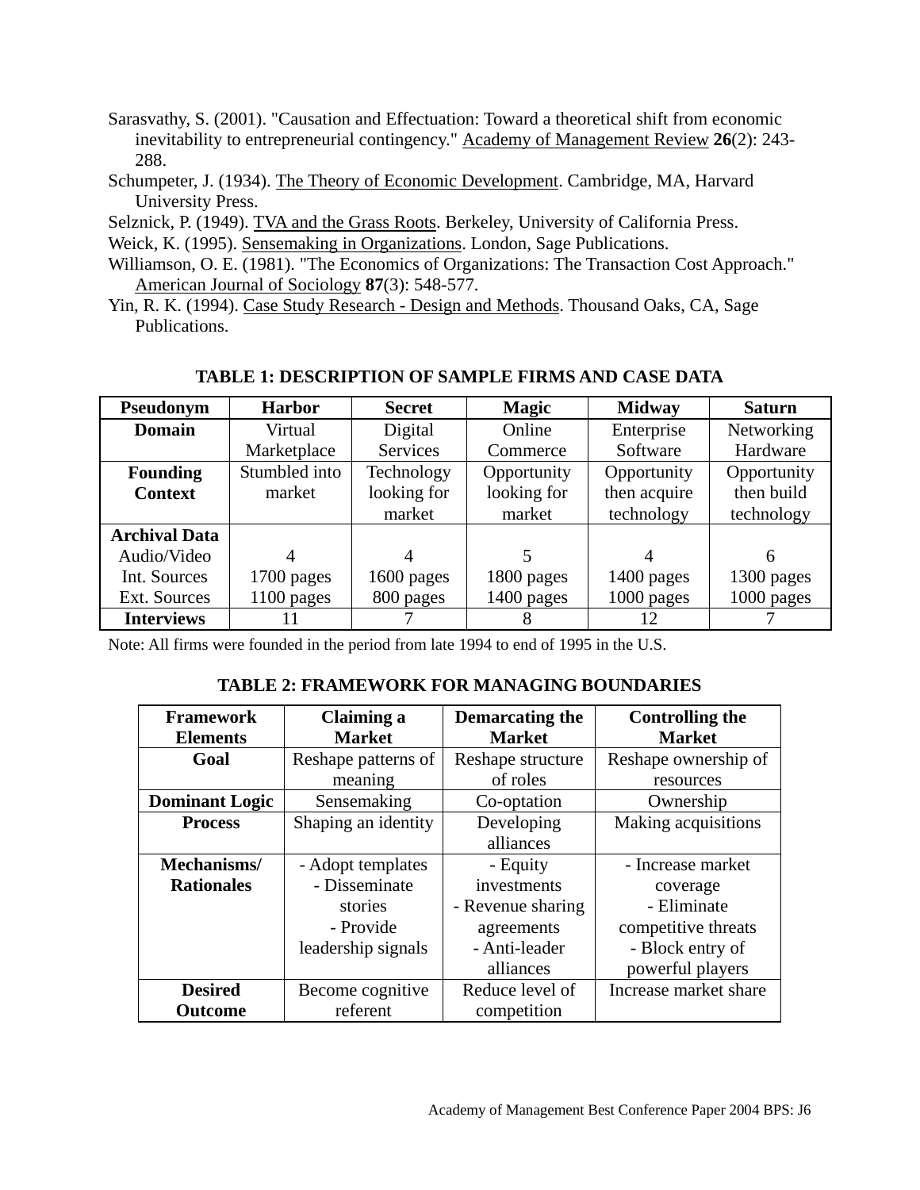Sarasvathy, S. (2001). "Causation and Effectuation: Toward a theoretical shift from economic inevitability to entrepreneurial contingency." Academy of Management Review **26**(2): 243-288.

Schumpeter, J. (1934). The Theory of Economic Development. Cambridge, MA, Harvard University Press.

Selznick, P. (1949). TVA and the Grass Roots. Berkeley, University of California Press.

Weick, K. (1995). Sensemaking in Organizations. London, Sage Publications.

Williamson, O. E. (1981). "The Economics of Organizations: The Transaction Cost Approach." American Journal of Sociology **87**(3): 548-577.

Yin, R. K. (1994). Case Study Research - Design and Methods. Thousand Oaks, CA, Sage Publications.

**TABLE 1: DESCRIPTION OF SAMPLE FIRMS AND CASE DATA**

| **Pseudonym** | **Harbor** | **Secret** | **Magic** | **Midway** | **Saturn** |
|---|---|---|---|---|---|
| **Domain** | Virtual Marketplace | Digital Services | Online Commerce | Enterprise Software | Networking Hardware |
| **Founding Context** | Stumbled into market | Technology looking for market | Opportunity looking for market | Opportunity then acquire technology | Opportunity then build technology |
| **Archival Data** | | | | | |
| Audio/Video | 4 | 4 | 5 | 4 | 6 |
| Int. Sources | 1700 pages | 1600 pages | 1800 pages | 1400 pages | 1300 pages |
| Ext. Sources | 1100 pages | 800 pages | 1400 pages | 1000 pages | 1000 pages |
| **Interviews** | 11 | 7 | 8 | 12 | 7 |

Note: All firms were founded in the period from late 1994 to end of 1995 in the U.S.

**TABLE 2: FRAMEWORK FOR MANAGING BOUNDARIES**

| **Framework Elements** | **Claiming a Market** | **Demarcating the Market** | **Controlling the Market** |
|---|---|---|---|
| **Goal** | Reshape patterns of meaning | Reshape structure of roles | Reshape ownership of resources |
| **Dominant Logic** | Sensemaking | Co-optation | Ownership |
| **Process** | Shaping an identity | Developing alliances | Making acquisitions |
| **Mechanisms/ Rationales** | - Adopt templates<br>- Disseminate stories<br>- Provide leadership signals | - Equity investments<br>- Revenue sharing agreements<br>- Anti-leader alliances | - Increase market coverage<br>- Eliminate competitive threats<br>- Block entry of powerful players |
| **Desired Outcome** | Become cognitive referent | Reduce level of competition | Increase market share |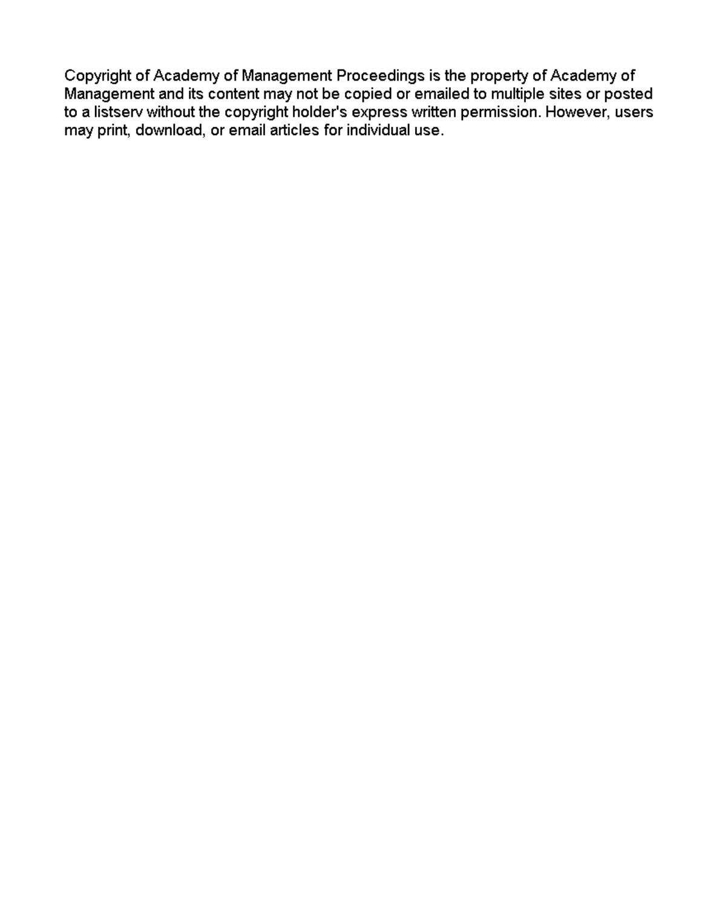Copyright of Academy of Management Proceedings is the property of Academy of Management and its content may not be copied or emailed to multiple sites or posted to a listserv without the copyright holder's express written permission. However, users may print, download, or email articles for individual use.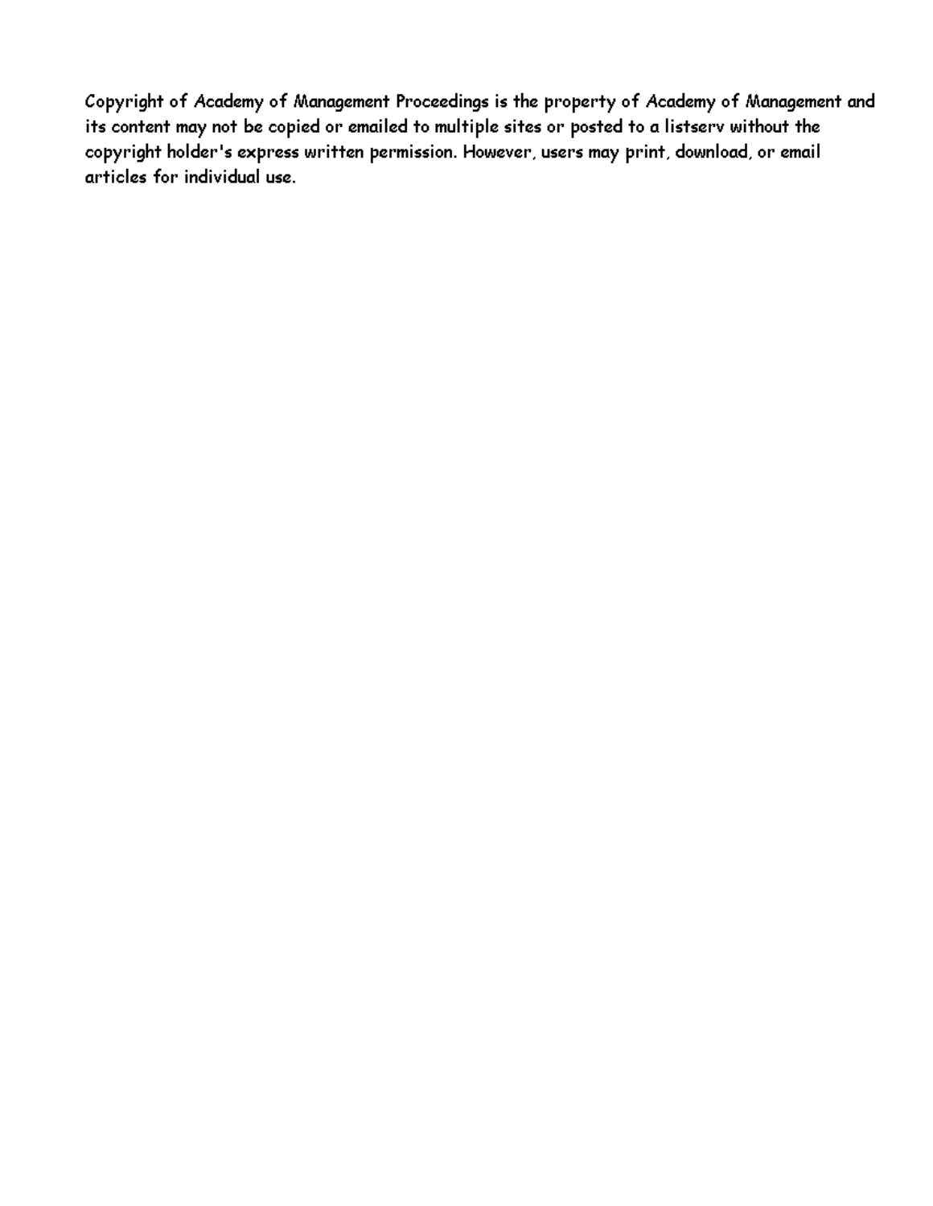Copyright of Academy of Management Proceedings is the property of Academy of Management and its content may not be copied or emailed to multiple sites or posted to a listserv without the copyright holder's express written permission. However, users may print, download, or email articles for individual use.